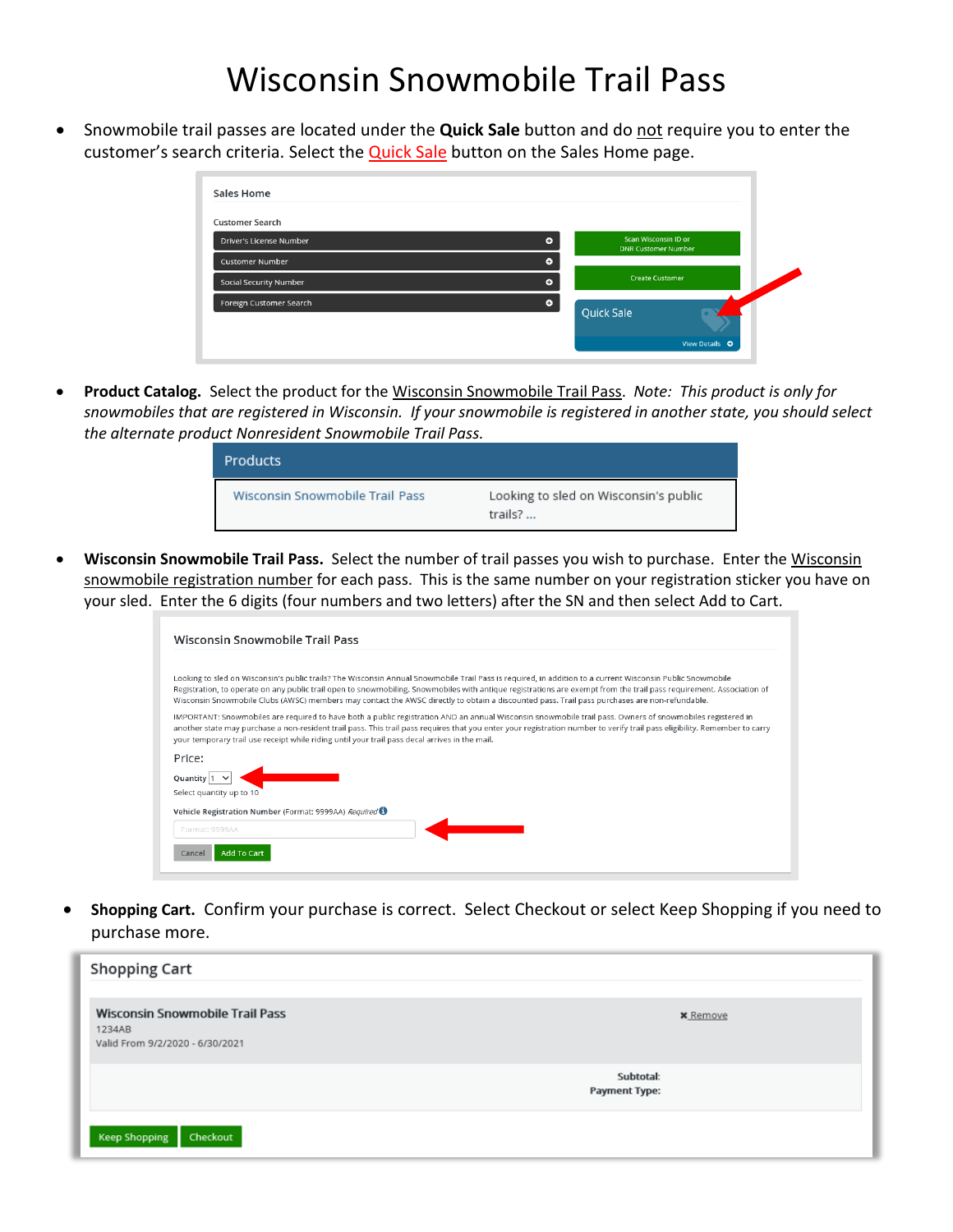# Wisconsin Snowmobile Trail Pass

- Snowmobile trail passes are located under the **Quick Sale** button and do not require you to enter the customer's search criteria. Select the Quick Sale button on the Sales Home page.

- **Product Catalog.** Select the product for the Wisconsin Snowmobile Trail Pass. *Note: This product is only for snowmobiles that are registered in Wisconsin. If your snowmobile is registered in another state, you should select the alternate product Nonresident Snowmobile Trail Pass.*

- **Wisconsin Snowmobile Trail Pass.** Select the number of trail passes you wish to purchase. Enter the Wisconsin snowmobile registration number for each pass. This is the same number on your registration sticker you have on your sled. Enter the 6 digits (four numbers and two letters) after the SN and then select Add to Cart.

- **Shopping Cart.** Confirm your purchase is correct. Select Checkout or select Keep Shopping if you need to purchase more.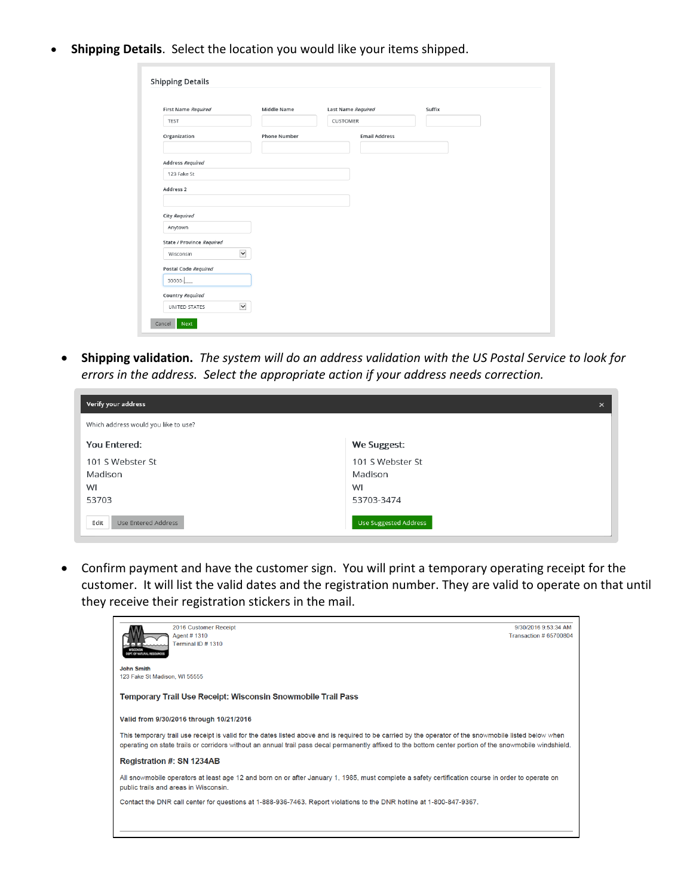- **Shipping Details**. Select the location you would like your items shipped.

Shipping Details

First Name *Required*
TEST

Middle Name

Last Name *Required*
CUSTOMER

Suffix

Organization

Phone Number

Email Address

Address *Required*
123 Fake St

Address 2

City *Required*
Anytown

State / Province *Required*
Wisconsin

Postal Code *Required*
55555-____

Country *Required*
UNITED STATES

Cancel Next

- **Shipping validation.** *The system will do an address validation with the US Postal Service to look for errors in the address. Select the appropriate action if your address needs correction.*

Verify your address

Which address would you like to use?

| You Entered: | We Suggest: |
|---|---|
| 101 S Webster St | 101 S Webster St |
| Madison | Madison |
| WI | WI |
| 53703 | 53703-3474 |
| Edit / Use Entered Address | Use Suggested Address |

- Confirm payment and have the customer sign. You will print a temporary operating receipt for the customer. It will list the valid dates and the registration number. They are valid to operate on that until they receive their registration stickers in the mail.

2016 Customer Receipt
Agent # 1310
Terminal ID # 1310

9/30/2016 9:53:34 AM
Transaction # 65700804

**John Smith**
123 Fake St Madison, WI 55555

**Temporary Trail Use Receipt: Wisconsin Snowmobile Trail Pass**

**Valid from 9/30/2016 through 10/21/2016**

This temporary trail use receipt is valid for the dates listed above and is required to be carried by the operator of the snowmobile listed below when operating on state trails or corridors without an annual trail pass decal permanently affixed to the bottom center portion of the snowmobile windshield.

**Registration #: SN 1234AB**

All snowmobile operators at least age 12 and born on or after January 1, 1985, must complete a safety certification course in order to operate on public trails and areas in Wisconsin.

Contact the DNR call center for questions at 1-888-936-7463. Report violations to the DNR hotline at 1-800-847-9367.